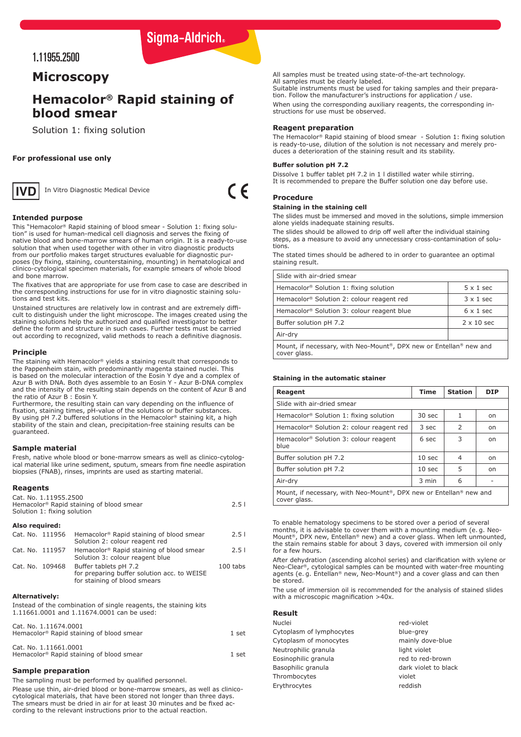Sigma-Aldrich®

1.11955.2500

# Microscopy

# Hemacolor® Rapid staining of blood smear

Solution 1: fixing solution

**For professional use only**

IVD In Vitro Diagnostic Medical Device

CE

## Intended purpose

This "Hemacolor® Rapid staining of blood smear - Solution 1: fixing solution" is used for human-medical cell diagnosis and serves the fixing of native blood and bone-marrow smears of human origin. It is a ready-to-use solution that when used together with other in vitro diagnostic products from our portfolio makes target structures evaluable for diagnostic purposes (by fixing, staining, counterstaining, mounting) in hematological and clinico-cytological specimen materials, for example smears of whole blood and bone marrow.

The fixatives that are appropriate for use from case to case are described in the corresponding instructions for use for in vitro diagnostic staining solutions and test kits.

Unstained structures are relatively low in contrast and are extremely difficult to distinguish under the light microscope. The images created using the staining solutions help the authorized and qualified investigator to better define the form and structure in such cases. Further tests must be carried out according to recognized, valid methods to reach a definitive diagnosis.

## Principle

The staining with Hemacolor® yields a staining result that corresponds to the Pappenheim stain, with predominantly magenta stained nuclei. This is based on the molecular interaction of the Eosin Y dye and a complex of Azur B with DNA. Both dyes assemble to an Eosin Y - Azur B-DNA complex and the intensity of the resulting stain depends on the content of Azur B and the ratio of Azur B : Eosin Y.

Furthermore, the resulting stain can vary depending on the influence of fixation, staining times, pH-value of the solutions or buffer substances. By using pH 7.2 buffered solutions in the Hemacolor® staining kit, a high stability of the stain and clean, precipitation-free staining results can be guaranteed.

## Sample material

Fresh, native whole blood or bone-marrow smears as well as clinico-cytological material like urine sediment, sputum, smears from fine needle aspiration biopsies (FNAB), rinses, imprints are used as starting material.

## Reagents

| | |
|---|---|
| Cat. No. 1.11955.2500<br>Hemacolor® Rapid staining of blood smear<br>Solution 1: fixing solution | 2.5 l |

**Also required:**

| | | |
|---|---|---|
| Cat. No. 111956 | Hemacolor® Rapid staining of blood smear Solution 2: colour reagent red | 2.5 l |
| Cat. No. 111957 | Hemacolor® Rapid staining of blood smear Solution 3: colour reagent blue | 2.5 l |
| Cat. No. 109468 | Buffer tablets pH 7.2 for preparing buffer solution acc. to WEISE for staining of blood smears | 100 tabs |

**Alternatively:**

Instead of the combination of single reagents, the staining kits 1.11661.0001 and 1.11674.0001 can be used:

| | |
|---|---|
| Cat. No. 1.11674.0001<br>Hemacolor® Rapid staining of blood smear | 1 set |
| Cat. No. 1.11661.0001<br>Hemacolor® Rapid staining of blood smear | 1 set |

## Sample preparation

The sampling must be performed by qualified personnel.

Please use thin, air-dried blood or bone-marrow smears, as well as clinico-cytological materials, that have been stored not longer than three days. The smears must be dried in air for at least 30 minutes and be fixed according to the relevant instructions prior to the actual reaction.

All samples must be treated using state-of-the-art technology.
All samples must be clearly labeled.
Suitable instruments must be used for taking samples and their preparation. Follow the manufacturer's instructions for application / use.

When using the corresponding auxiliary reagents, the corresponding instructions for use must be observed.

## Reagent preparation

The Hemacolor® Rapid staining of blood smear - Solution 1: fixing solution is ready-to-use, dilution of the solution is not necessary and merely produces a deterioration of the staining result and its stability.

### Buffer solution pH 7.2

Dissolve 1 buffer tablet pH 7.2 in 1 l distilled water while stirring.
It is recommended to prepare the Buffer solution one day before use.

## Procedure

### Staining in the staining cell

The slides must be immersed and moved in the solutions, simple immersion alone yields inadequate staining results.

The slides should be allowed to drip off well after the individual staining steps, as a measure to avoid any unnecessary cross-contamination of solutions.

The stated times should be adhered to in order to guarantee an optimal staining result.

| Slide with air-dried smear | |
|---|---|
| Hemacolor® Solution 1: fixing solution | 5 x 1 sec |
| Hemacolor® Solution 2: colour reagent red | 3 x 1 sec |
| Hemacolor® Solution 3: colour reagent blue | 6 x 1 sec |
| Buffer solution pH 7.2 | 2 x 10 sec |
| Air-dry | |
| Mount, if necessary, with Neo-Mount®, DPX new or Entellan® new and cover glass. | |

### Staining in the automatic stainer

| Reagent | Time | Station | DIP |
|---|---|---|---|
| Slide with air-dried smear | | | |
| Hemacolor® Solution 1: fixing solution | 30 sec | 1 | on |
| Hemacolor® Solution 2: colour reagent red | 3 sec | 2 | on |
| Hemacolor® Solution 3: colour reagent blue | 6 sec | 3 | on |
| Buffer solution pH 7.2 | 10 sec | 4 | on |
| Buffer solution pH 7.2 | 10 sec | 5 | on |
| Air-dry | 3 min | 6 | - |
| Mount, if necessary, with Neo-Mount®, DPX new or Entellan® new and cover glass. | | | |

To enable hematology specimens to be stored over a period of several months, it is advisable to cover them with a mounting medium (e. g. Neo-Mount®, DPX new, Entellan® new) and a cover glass. When left unmounted, the stain remains stable for about 3 days, covered with immersion oil only for a few hours.

After dehydration (ascending alcohol series) and clarification with xylene or Neo-Clear®, cytological samples can be mounted with water-free mounting agents (e. g. Entellan® new, Neo-Mount®) and a cover glass and can then be stored.

The use of immersion oil is recommended for the analysis of stained slides with a microscopic magnification >40x.

## Result

| | |
|---|---|
| Nuclei | red-violet |
| Cytoplasm of lymphocytes | blue-grey |
| Cytoplasm of monocytes | mainly dove-blue |
| Neutrophilic granula | light violet |
| Eosinophilic granula | red to red-brown |
| Basophilic granula | dark violet to black |
| Thrombocytes | violet |
| Erythrocytes | reddish |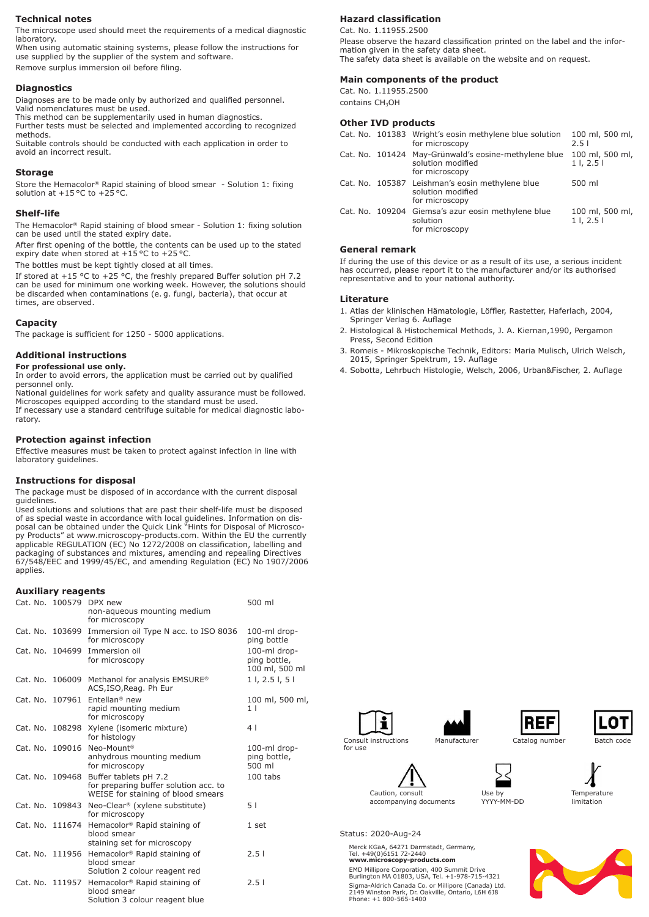## Technical notes

The microscope used should meet the requirements of a medical diagnostic laboratory.
When using automatic staining systems, please follow the instructions for use supplied by the supplier of the system and software.

Remove surplus immersion oil before filing.

## Diagnostics

Diagnoses are to be made only by authorized and qualified personnel.
Valid nomenclatures must be used.
This method can be supplementarily used in human diagnostics.
Further tests must be selected and implemented according to recognized methods.
Suitable controls should be conducted with each application in order to avoid an incorrect result.

## Storage

Store the Hemacolor® Rapid staining of blood smear - Solution 1: fixing solution at +15 °C to +25 °C.

## Shelf-life

The Hemacolor® Rapid staining of blood smear - Solution 1: fixing solution can be used until the stated expiry date.

After first opening of the bottle, the contents can be used up to the stated expiry date when stored at +15 °C to +25 °C.

The bottles must be kept tightly closed at all times.

If stored at +15 °C to +25 °C, the freshly prepared Buffer solution pH 7.2 can be used for minimum one working week. However, the solutions should be discarded when contaminations (e. g. fungi, bacteria), that occur at times, are observed.

## Capacity

The package is sufficient for 1250 - 5000 applications.

## Additional instructions

**For professional use only.**
In order to avoid errors, the application must be carried out by qualified personnel only.
National guidelines for work safety and quality assurance must be followed.
Microscopes equipped according to the standard must be used.
If necessary use a standard centrifuge suitable for medical diagnostic laboratory.

## Protection against infection

Effective measures must be taken to protect against infection in line with laboratory guidelines.

## Instructions for disposal

The package must be disposed of in accordance with the current disposal guidelines.
Used solutions and solutions that are past their shelf-life must be disposed of as special waste in accordance with local guidelines. Information on disposal can be obtained under the Quick Link "Hints for Disposal of Microscopy Products" at www.microscopy-products.com. Within the EU the currently applicable REGULATION (EC) No 1272/2008 on classification, labelling and packaging of substances and mixtures, amending and repealing Directives 67/548/EEC and 1999/45/EC, and amending Regulation (EC) No 1907/2006 applies.

## Auxiliary reagents

| | | |
|---|---|---|
| Cat. No. 100579 | DPX new non-aqueous mounting medium for microscopy | 500 ml |
| Cat. No. 103699 | Immersion oil Type N acc. to ISO 8036 for microscopy | 100-ml dropping bottle |
| Cat. No. 104699 | Immersion oil for microscopy | 100-ml dropping bottle, 100 ml, 500 ml |
| Cat. No. 106009 | Methanol for analysis EMSURE® ACS,ISO,Reag. Ph Eur | 1 l, 2.5 l, 5 l |
| Cat. No. 107961 | Entellan® new rapid mounting medium for microscopy | 100 ml, 500 ml, 1 l |
| Cat. No. 108298 | Xylene (isomeric mixture) for histology | 4 l |
| Cat. No. 109016 | Neo-Mount® anhydrous mounting medium for microscopy | 100-ml dropping bottle, 500 ml |
| Cat. No. 109468 | Buffer tablets pH 7.2 for preparing buffer solution acc. to WEISE for staining of blood smears | 100 tabs |
| Cat. No. 109843 | Neo-Clear® (xylene substitute) for microscopy | 5 l |
| Cat. No. 111674 | Hemacolor® Rapid staining of blood smear staining set for microscopy | 1 set |
| Cat. No. 111956 | Hemacolor® Rapid staining of blood smear Solution 2 colour reagent red | 2.5 l |
| Cat. No. 111957 | Hemacolor® Rapid staining of blood smear Solution 3 colour reagent blue | 2.5 l |

## Hazard classification

Cat. No. 1.11955.2500

Please observe the hazard classification printed on the label and the information given in the safety data sheet.
The safety data sheet is available on the website and on request.

## Main components of the product

Cat. No. 1.11955.2500

contains $CH_3OH$

## Other IVD products

| | | |
|---|---|---|
| Cat. No. 101383 | Wright's eosin methylene blue solution for microscopy | 100 ml, 500 ml, 2.5 l |
| Cat. No. 101424 | May-Grünwald's eosine-methylene blue solution modified for microscopy | 100 ml, 500 ml, 1 l, 2.5 l |
| Cat. No. 105387 | Leishman's eosin methylene blue solution modified for microscopy | 500 ml |
| Cat. No. 109204 | Giemsa's azur eosin methylene blue solution for microscopy | 100 ml, 500 ml, 1 l, 2.5 l |

## General remark

If during the use of this device or as a result of its use, a serious incident has occurred, please report it to the manufacturer and/or its authorised representative and to your national authority.

## Literature

1. Atlas der klinischen Hämatologie, Löffler, Rastetter, Haferlach, 2004, Springer Verlag 6. Auflage
2. Histological & Histochemical Methods, J. A. Kiernan,1990, Pergamon Press, Second Edition
3. Romeis - Mikroskopische Technik, Editors: Maria Mulisch, Ulrich Welsch, 2015, Springer Spektrum, 19. Auflage
4. Sobotta, Lehrbuch Histologie, Welsch, 2006, Urban&Fischer, 2. Auflage

Consult instructions for use

Manufacturer

REF Catalog number

LOT Batch code

Caution, consult accompanying documents

Use by YYYY-MM-DD

Temperature limitation

Status: 2020-Aug-24

Merck KGaA, 64271 Darmstadt, Germany,
Tel. +49(0)6151 72-2440
**www.microscopy-products.com**

EMD Millipore Corporation, 400 Summit Drive
Burlington MA 01803, USA, Tel. +1-978-715-4321

Sigma-Aldrich Canada Co. or Millipore (Canada) Ltd.
2149 Winston Park, Dr. Oakville, Ontario, L6H 6J8
Phone: +1 800-565-1400